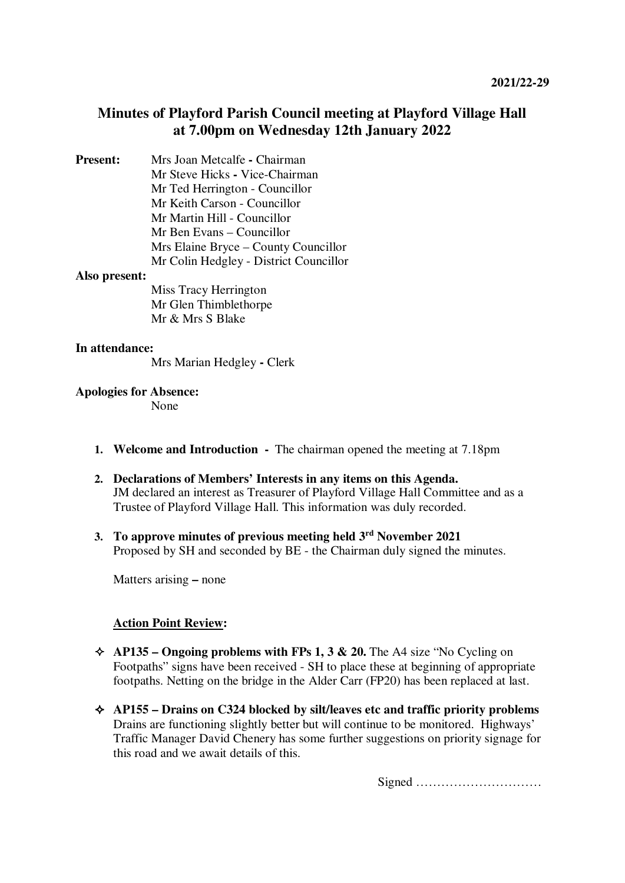2021/22-29

# Minutes of Playford Parish Council meeting at Playford Village Hall at 7.00pm on Wednesday 12th January 2022

**Present:** Mrs Joan Metcalfe **-** Chairman
Mr Steve Hicks **-** Vice-Chairman
Mr Ted Herrington - Councillor
Mr Keith Carson - Councillor
Mr Martin Hill - Councillor
Mr Ben Evans – Councillor
Mrs Elaine Bryce – County Councillor
Mr Colin Hedgley - District Councillor

**Also present:**
Miss Tracy Herrington
Mr Glen Thimblethorpe
Mr & Mrs S Blake

**In attendance:**
Mrs Marian Hedgley **-** Clerk

**Apologies for Absence:**
None

1. **Welcome and Introduction -** The chairman opened the meeting at 7.18pm

2. **Declarations of Members' Interests in any items on this Agenda.**
JM declared an interest as Treasurer of Playford Village Hall Committee and as a Trustee of Playford Village Hall. This information was duly recorded.

3. **To approve minutes of previous meeting held 3rd November 2021**
Proposed by SH and seconded by BE - the Chairman duly signed the minutes.

   Matters arising **–** none

**Action Point Review:**

- **AP135 – Ongoing problems with FPs 1, 3 & 20.** The A4 size "No Cycling on Footpaths" signs have been received - SH to place these at beginning of appropriate footpaths. Netting on the bridge in the Alder Carr (FP20) has been replaced at last.

- **AP155 – Drains on C324 blocked by silt/leaves etc and traffic priority problems** Drains are functioning slightly better but will continue to be monitored. Highways' Traffic Manager David Chenery has some further suggestions on priority signage for this road and we await details of this.

Signed …………………………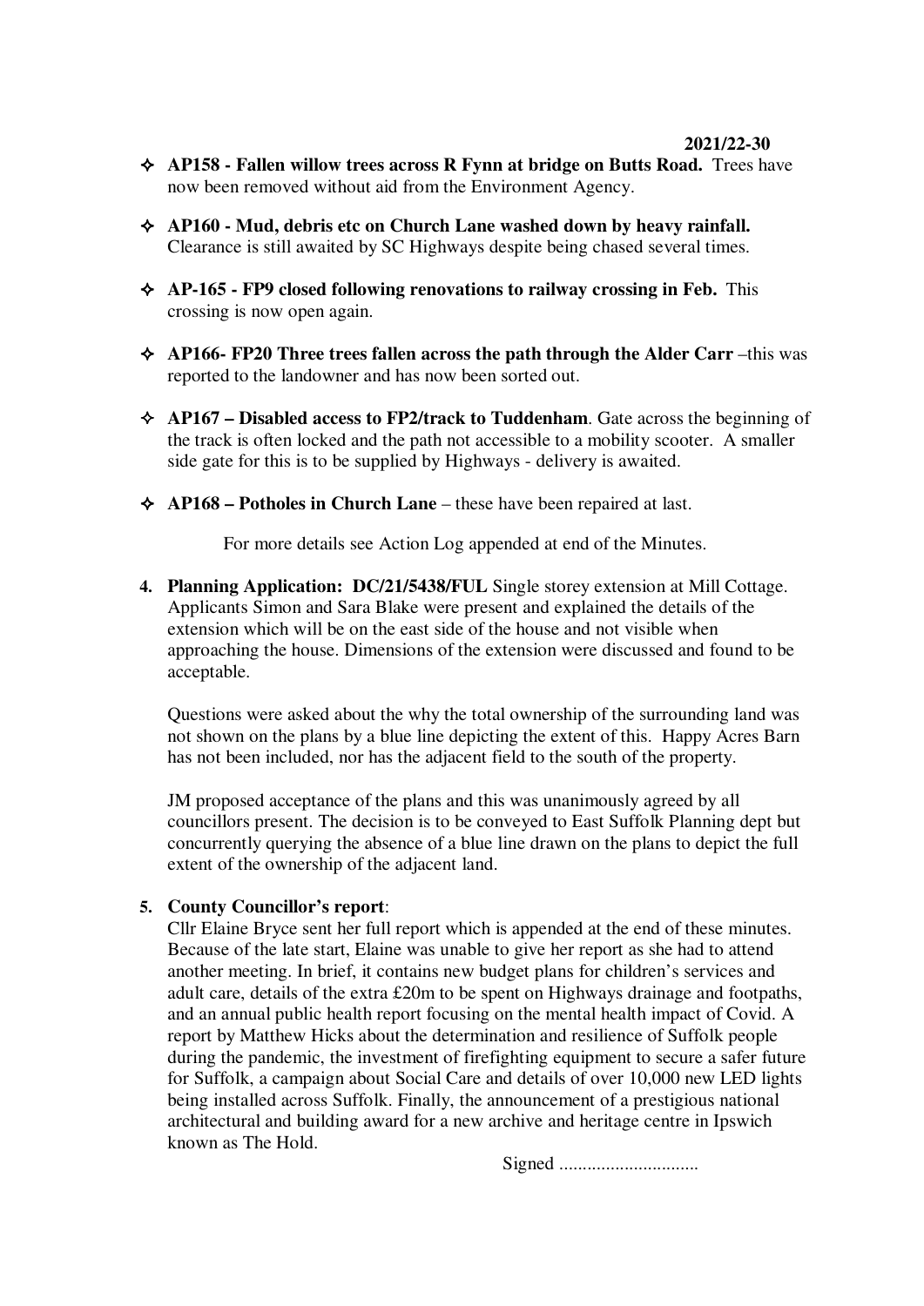2021/22-30

- **AP158 - Fallen willow trees across R Fynn at bridge on Butts Road.** Trees have now been removed without aid from the Environment Agency.

- **AP160 - Mud, debris etc on Church Lane washed down by heavy rainfall.** Clearance is still awaited by SC Highways despite being chased several times.

- **AP-165 - FP9 closed following renovations to railway crossing in Feb.** This crossing is now open again.

- **AP166- FP20 Three trees fallen across the path through the Alder Carr** –this was reported to the landowner and has now been sorted out.

- **AP167 – Disabled access to FP2/track to Tuddenham**. Gate across the beginning of the track is often locked and the path not accessible to a mobility scooter. A smaller side gate for this is to be supplied by Highways - delivery is awaited.

- **AP168 – Potholes in Church Lane** – these have been repaired at last.

For more details see Action Log appended at end of the Minutes.

4. **Planning Application: DC/21/5438/FUL** Single storey extension at Mill Cottage. Applicants Simon and Sara Blake were present and explained the details of the extension which will be on the east side of the house and not visible when approaching the house. Dimensions of the extension were discussed and found to be acceptable.

   Questions were asked about the why the total ownership of the surrounding land was not shown on the plans by a blue line depicting the extent of this. Happy Acres Barn has not been included, nor has the adjacent field to the south of the property.

   JM proposed acceptance of the plans and this was unanimously agreed by all councillors present. The decision is to be conveyed to East Suffolk Planning dept but concurrently querying the absence of a blue line drawn on the plans to depict the full extent of the ownership of the adjacent land.

5. **County Councillor's report**:
   Cllr Elaine Bryce sent her full report which is appended at the end of these minutes. Because of the late start, Elaine was unable to give her report as she had to attend another meeting. In brief, it contains new budget plans for children's services and adult care, details of the extra £20m to be spent on Highways drainage and footpaths, and an annual public health report focusing on the mental health impact of Covid. A report by Matthew Hicks about the determination and resilience of Suffolk people during the pandemic, the investment of firefighting equipment to secure a safer future for Suffolk, a campaign about Social Care and details of over 10,000 new LED lights being installed across Suffolk. Finally, the announcement of a prestigious national architectural and building award for a new archive and heritage centre in Ipswich known as The Hold.

Signed .............................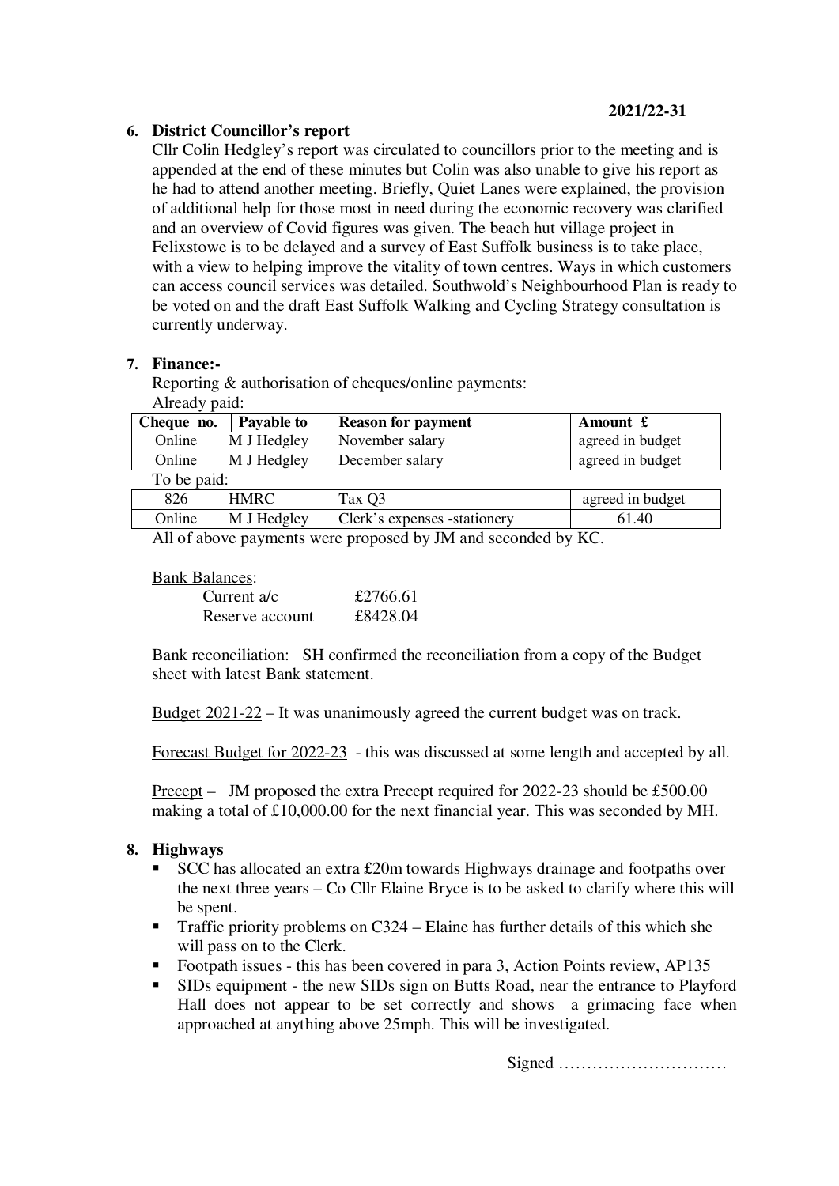2021/22-31

6. **District Councillor's report**

   Cllr Colin Hedgley's report was circulated to councillors prior to the meeting and is appended at the end of these minutes but Colin was also unable to give his report as he had to attend another meeting. Briefly, Quiet Lanes were explained, the provision of additional help for those most in need during the economic recovery was clarified and an overview of Covid figures was given. The beach hut village project in Felixstowe is to be delayed and a survey of East Suffolk business is to take place, with a view to helping improve the vitality of town centres. Ways in which customers can access council services was detailed. Southwold's Neighbourhood Plan is ready to be voted on and the draft East Suffolk Walking and Cycling Strategy consultation is currently underway.

7. **Finance:-**

   Reporting & authorisation of cheques/online payments:

   Already paid:

| Cheque no. | Payable to | Reason for payment | Amount £ |
|---|---|---|---|
| Online | M J Hedgley | November salary | agreed in budget |
| Online | M J Hedgley | December salary | agreed in budget |
| To be paid: | | | |
| 826 | HMRC | Tax Q3 | agreed in budget |
| Online | M J Hedgley | Clerk's expenses -stationery | 61.40 |

   All of above payments were proposed by JM and seconded by KC.

   Bank Balances:

   Current a/c £2766.61
   Reserve account £8428.04

   Bank reconciliation: SH confirmed the reconciliation from a copy of the Budget sheet with latest Bank statement.

   Budget 2021-22 – It was unanimously agreed the current budget was on track.

   Forecast Budget for 2022-23 - this was discussed at some length and accepted by all.

   Precept – JM proposed the extra Precept required for 2022-23 should be £500.00 making a total of £10,000.00 for the next financial year. This was seconded by MH.

8. **Highways**

   - SCC has allocated an extra £20m towards Highways drainage and footpaths over the next three years – Co Cllr Elaine Bryce is to be asked to clarify where this will be spent.
   - Traffic priority problems on C324 – Elaine has further details of this which she will pass on to the Clerk.
   - Footpath issues - this has been covered in para 3, Action Points review, AP135
   - SIDs equipment - the new SIDs sign on Butts Road, near the entrance to Playford Hall does not appear to be set correctly and shows a grimacing face when approached at anything above 25mph. This will be investigated.

Signed …………………………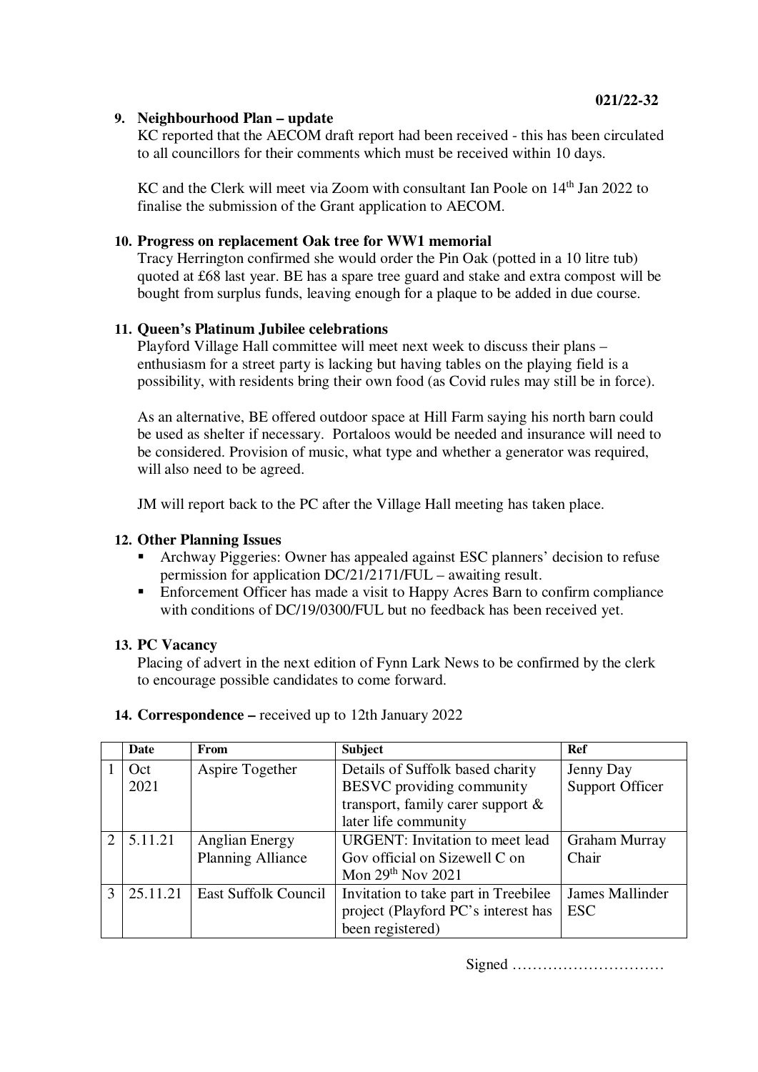021/22-32

**9. Neighbourhood Plan – update**

KC reported that the AECOM draft report had been received - this has been circulated to all councillors for their comments which must be received within 10 days.

KC and the Clerk will meet via Zoom with consultant Ian Poole on 14th Jan 2022 to finalise the submission of the Grant application to AECOM.

**10. Progress on replacement Oak tree for WW1 memorial**

Tracy Herrington confirmed she would order the Pin Oak (potted in a 10 litre tub) quoted at £68 last year. BE has a spare tree guard and stake and extra compost will be bought from surplus funds, leaving enough for a plaque to be added in due course.

**11. Queen's Platinum Jubilee celebrations**

Playford Village Hall committee will meet next week to discuss their plans – enthusiasm for a street party is lacking but having tables on the playing field is a possibility, with residents bring their own food (as Covid rules may still be in force).

As an alternative, BE offered outdoor space at Hill Farm saying his north barn could be used as shelter if necessary. Portaloos would be needed and insurance will need to be considered. Provision of music, what type and whether a generator was required, will also need to be agreed.

JM will report back to the PC after the Village Hall meeting has taken place.

**12. Other Planning Issues**

- Archway Piggeries: Owner has appealed against ESC planners' decision to refuse permission for application DC/21/2171/FUL – awaiting result.
- Enforcement Officer has made a visit to Happy Acres Barn to confirm compliance with conditions of DC/19/0300/FUL but no feedback has been received yet.

**13. PC Vacancy**

Placing of advert in the next edition of Fynn Lark News to be confirmed by the clerk to encourage possible candidates to come forward.

**14. Correspondence –** received up to 12th January 2022

| | Date | From | Subject | Ref |
|---|---|---|---|---|
| 1 | Oct 2021 | Aspire Together | Details of Suffolk based charity BESVC providing community transport, family carer support & later life community | Jenny Day Support Officer |
| 2 | 5.11.21 | Anglian Energy Planning Alliance | URGENT: Invitation to meet lead Gov official on Sizewell C on Mon 29th Nov 2021 | Graham Murray Chair |
| 3 | 25.11.21 | East Suffolk Council | Invitation to take part in Treebilee project (Playford PC's interest has been registered) | James Mallinder ESC |

Signed …………………………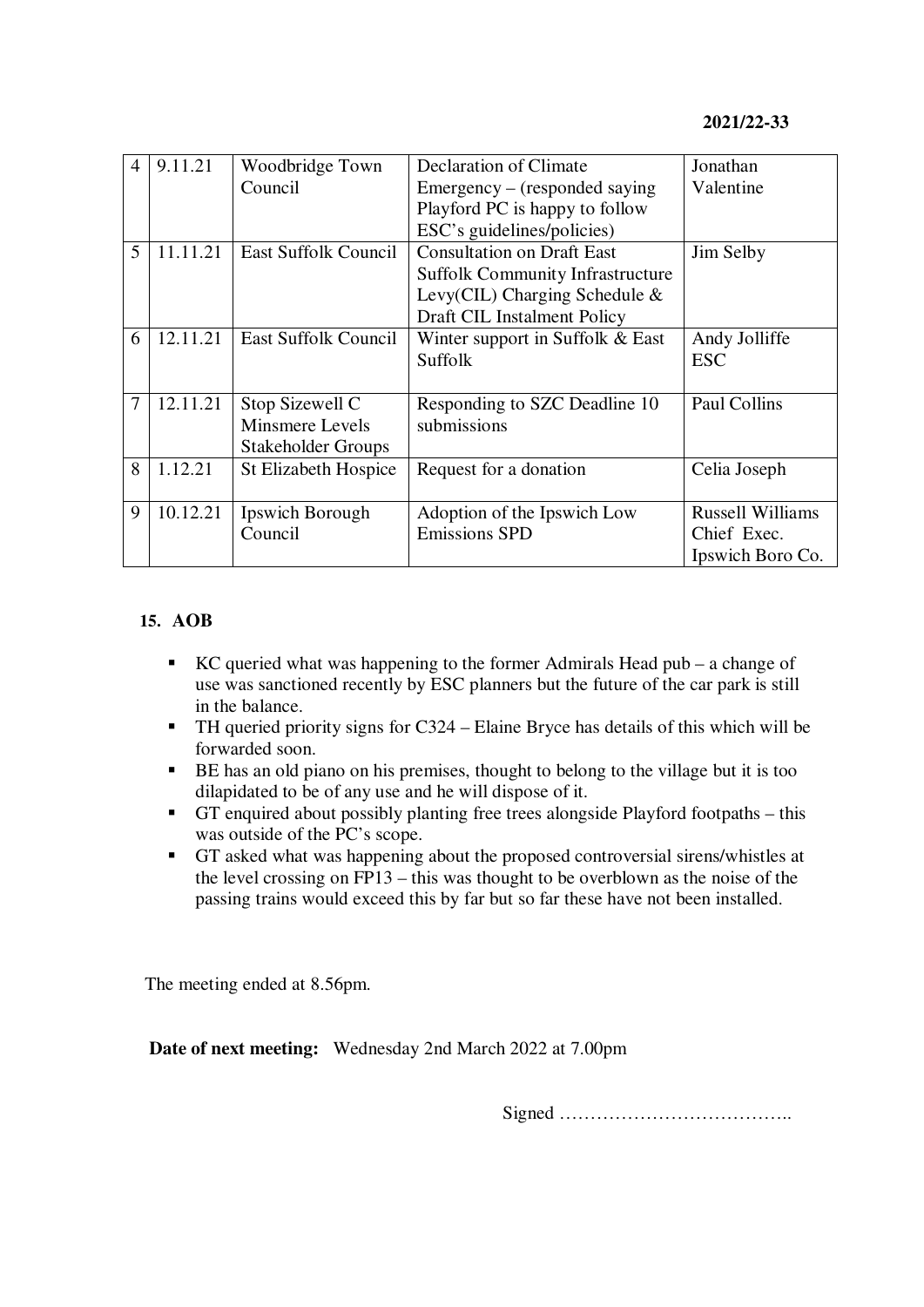**2021/22-33**

| | | | | |
|---|---|---|---|---|
| 4 | 9.11.21 | Woodbridge Town Council | Declaration of Climate Emergency – (responded saying Playford PC is happy to follow ESC's guidelines/policies) | Jonathan Valentine |
| 5 | 11.11.21 | East Suffolk Council | Consultation on Draft East Suffolk Community Infrastructure Levy(CIL) Charging Schedule & Draft CIL Instalment Policy | Jim Selby |
| 6 | 12.11.21 | East Suffolk Council | Winter support in Suffolk & East Suffolk | Andy Jolliffe ESC |
| 7 | 12.11.21 | Stop Sizewell C Minsmere Levels Stakeholder Groups | Responding to SZC Deadline 10 submissions | Paul Collins |
| 8 | 1.12.21 | St Elizabeth Hospice | Request for a donation | Celia Joseph |
| 9 | 10.12.21 | Ipswich Borough Council | Adoption of the Ipswich Low Emissions SPD | Russell Williams Chief Exec. Ipswich Boro Co. |

**15. AOB**

- KC queried what was happening to the former Admirals Head pub – a change of use was sanctioned recently by ESC planners but the future of the car park is still in the balance.
- TH queried priority signs for C324 – Elaine Bryce has details of this which will be forwarded soon.
- BE has an old piano on his premises, thought to belong to the village but it is too dilapidated to be of any use and he will dispose of it.
- GT enquired about possibly planting free trees alongside Playford footpaths – this was outside of the PC's scope.
- GT asked what was happening about the proposed controversial sirens/whistles at the level crossing on FP13 – this was thought to be overblown as the noise of the passing trains would exceed this by far but so far these have not been installed.

The meeting ended at 8.56pm.

**Date of next meeting:** Wednesday 2nd March 2022 at 7.00pm

Signed ………………………………..